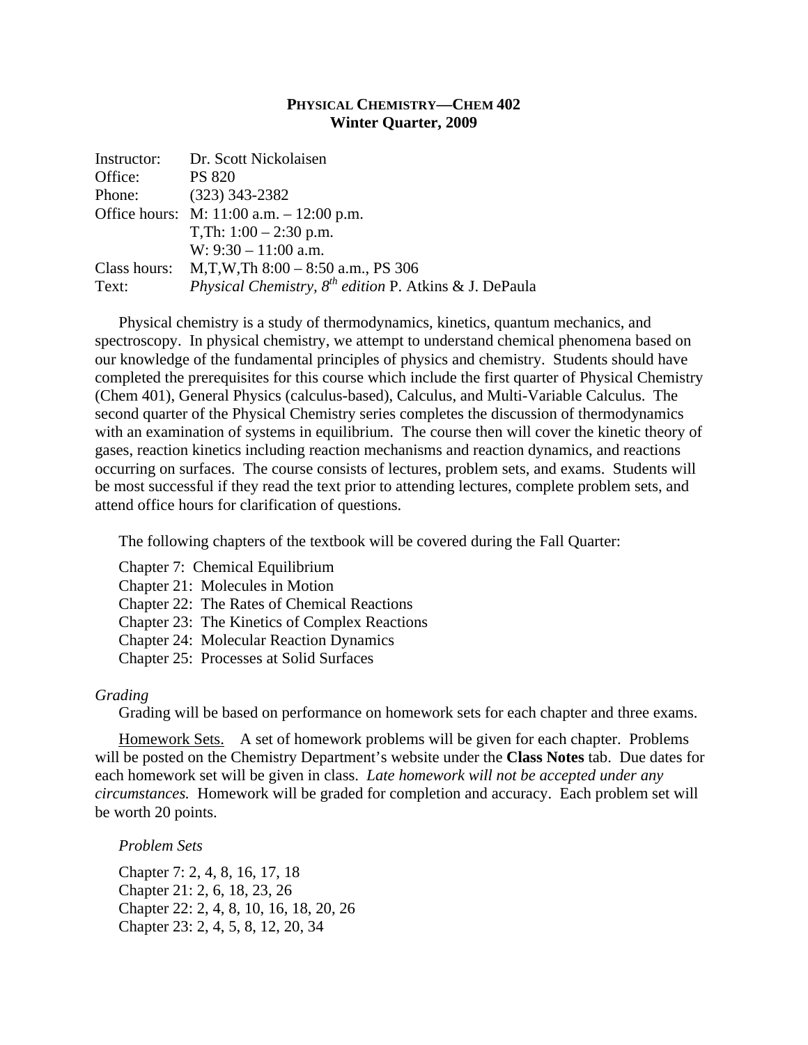# Physical Chemistry—Chem 402
## Winter Quarter, 2009

| | |
|---|---|
| Instructor: | Dr. Scott Nickolaisen |
| Office: | PS 820 |
| Phone: | (323) 343-2382 |
| Office hours: | M: 11:00 a.m. – 12:00 p.m. |
| | T,Th: 1:00 – 2:30 p.m. |
| | W: 9:30 – 11:00 a.m. |
| Class hours: | M,T,W,Th 8:00 – 8:50 a.m., PS 306 |
| Text: | *Physical Chemistry, 8th edition* P. Atkins & J. DePaula |

Physical chemistry is a study of thermodynamics, kinetics, quantum mechanics, and spectroscopy. In physical chemistry, we attempt to understand chemical phenomena based on our knowledge of the fundamental principles of physics and chemistry. Students should have completed the prerequisites for this course which include the first quarter of Physical Chemistry (Chem 401), General Physics (calculus-based), Calculus, and Multi-Variable Calculus. The second quarter of the Physical Chemistry series completes the discussion of thermodynamics with an examination of systems in equilibrium. The course then will cover the kinetic theory of gases, reaction kinetics including reaction mechanisms and reaction dynamics, and reactions occurring on surfaces. The course consists of lectures, problem sets, and exams. Students will be most successful if they read the text prior to attending lectures, complete problem sets, and attend office hours for clarification of questions.

The following chapters of the textbook will be covered during the Fall Quarter:

Chapter 7: Chemical Equilibrium
Chapter 21: Molecules in Motion
Chapter 22: The Rates of Chemical Reactions
Chapter 23: The Kinetics of Complex Reactions
Chapter 24: Molecular Reaction Dynamics
Chapter 25: Processes at Solid Surfaces

*Grading*

Grading will be based on performance on homework sets for each chapter and three exams.

Homework Sets. A set of homework problems will be given for each chapter. Problems will be posted on the Chemistry Department's website under the **Class Notes** tab. Due dates for each homework set will be given in class. *Late homework will not be accepted under any circumstances.* Homework will be graded for completion and accuracy. Each problem set will be worth 20 points.

*Problem Sets*

Chapter 7: 2, 4, 8, 16, 17, 18
Chapter 21: 2, 6, 18, 23, 26
Chapter 22: 2, 4, 8, 10, 16, 18, 20, 26
Chapter 23: 2, 4, 5, 8, 12, 20, 34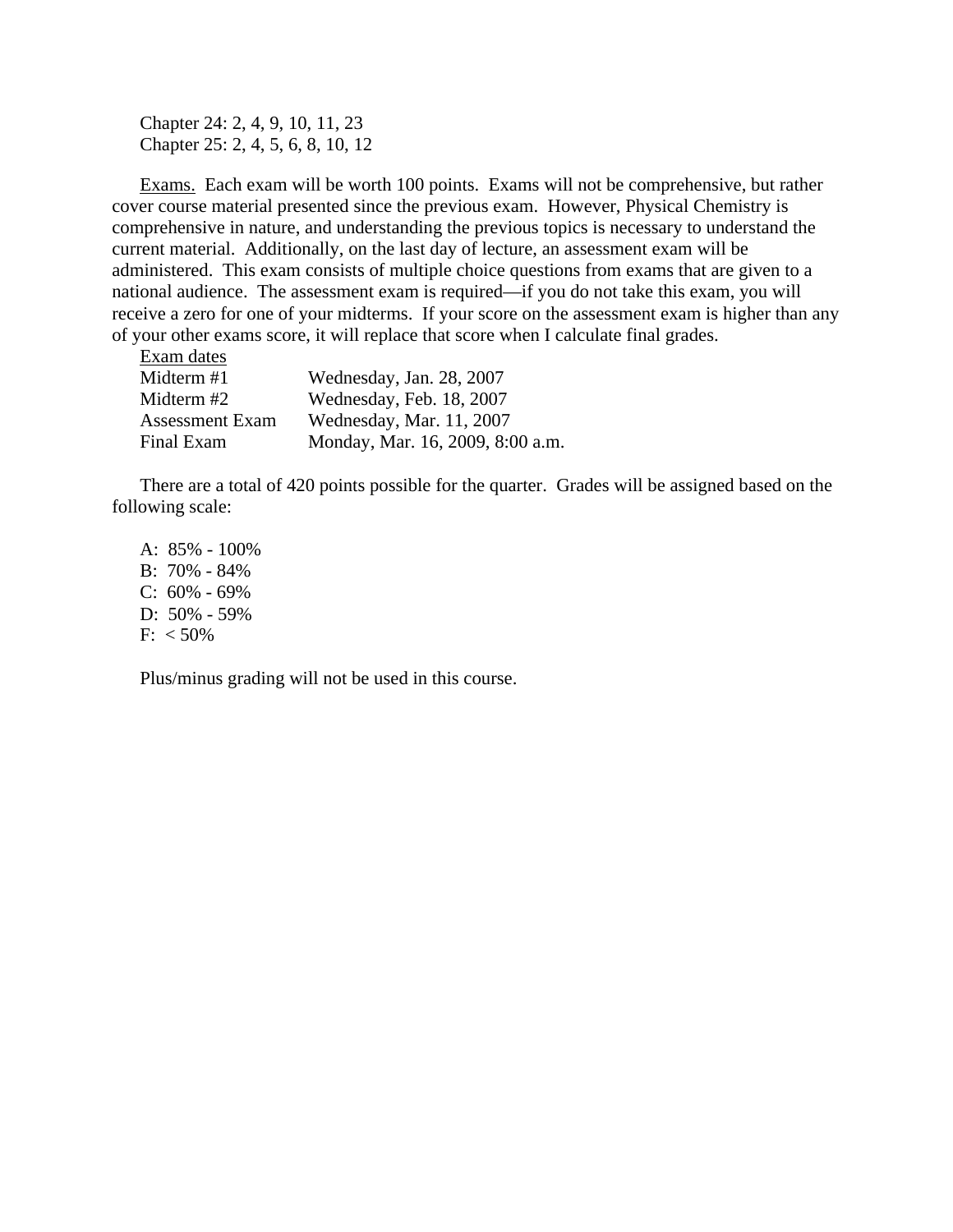Chapter 24: 2, 4, 9, 10, 11, 23
Chapter 25: 2, 4, 5, 6, 8, 10, 12

Exams. Each exam will be worth 100 points. Exams will not be comprehensive, but rather cover course material presented since the previous exam. However, Physical Chemistry is comprehensive in nature, and understanding the previous topics is necessary to understand the current material. Additionally, on the last day of lecture, an assessment exam will be administered. This exam consists of multiple choice questions from exams that are given to a national audience. The assessment exam is required—if you do not take this exam, you will receive a zero for one of your midterms. If your score on the assessment exam is higher than any of your other exams score, it will replace that score when I calculate final grades.

Exam dates

| | |
|---|---|
| Midterm #1 | Wednesday, Jan. 28, 2007 |
| Midterm #2 | Wednesday, Feb. 18, 2007 |
| Assessment Exam | Wednesday, Mar. 11, 2007 |
| Final Exam | Monday, Mar. 16, 2009, 8:00 a.m. |

There are a total of 420 points possible for the quarter. Grades will be assigned based on the following scale:

A: 85% - 100%
B: 70% - 84%
C: 60% - 69%
D: 50% - 59%
F: < 50%

Plus/minus grading will not be used in this course.